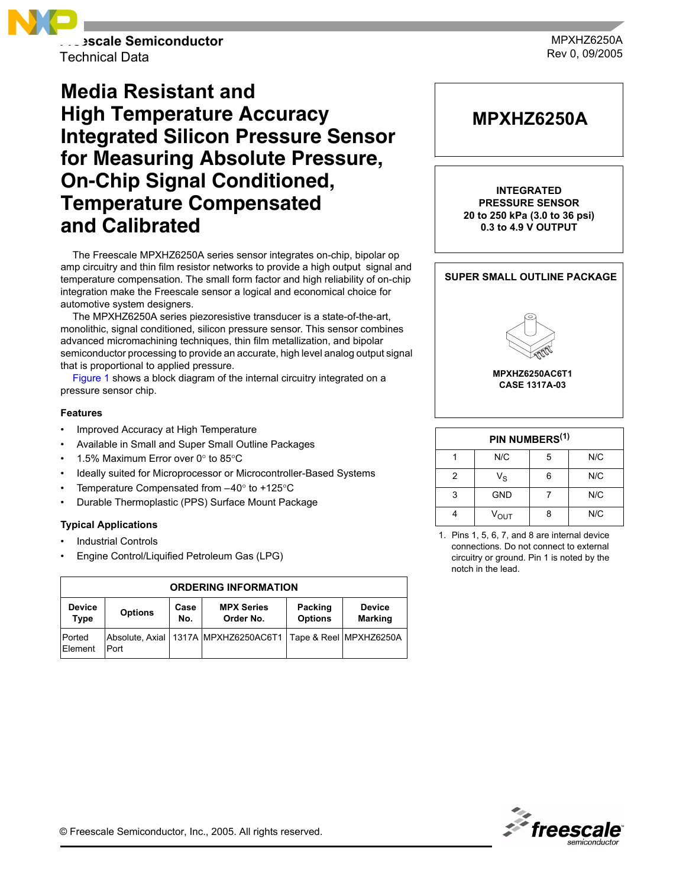Freescale Semiconductor
Technical Data

MPXHZ6250A
Rev 0, 09/2005

# Media Resistant and High Temperature Accuracy Integrated Silicon Pressure Sensor for Measuring Absolute Pressure, On-Chip Signal Conditioned, Temperature Compensated and Calibrated

The Freescale MPXHZ6250A series sensor integrates on-chip, bipolar op amp circuitry and thin film resistor networks to provide a high output signal and temperature compensation. The small form factor and high reliability of on-chip integration make the Freescale sensor a logical and economical choice for automotive system designers.

The MPXHZ6250A series piezoresistive transducer is a state-of-the-art, monolithic, signal conditioned, silicon pressure sensor. This sensor combines advanced micromachining techniques, thin film metallization, and bipolar semiconductor processing to provide an accurate, high level analog output signal that is proportional to applied pressure.

Figure 1 shows a block diagram of the internal circuitry integrated on a pressure sensor chip.

### Features

- Improved Accuracy at High Temperature
- Available in Small and Super Small Outline Packages
- 1.5% Maximum Error over 0° to 85°C
- Ideally suited for Microprocessor or Microcontroller-Based Systems
- Temperature Compensated from –40° to +125°C
- Durable Thermoplastic (PPS) Surface Mount Package

### Typical Applications

- Industrial Controls
- Engine Control/Liquified Petroleum Gas (LPG)

| ORDERING INFORMATION | | | | | |
|---|---|---|---|---|---|
| Device Type | Options | Case No. | MPX Series Order No. | Packing Options | Device Marking |
| Ported Element | Absolute, Axial Port | 1317A | MPXHZ6250AC6T1 | Tape & Reel | MPXHZ6250A |

## MPXHZ6250A

**INTEGRATED PRESSURE SENSOR**
**20 to 250 kPa (3.0 to 36 psi)**
**0.3 to 4.9 V OUTPUT**

**SUPER SMALL OUTLINE PACKAGE**

**MPXHZ6250AC6T1**
**CASE 1317A-03**

| PIN NUMBERS(1) | | | |
|---|---|---|---|
| 1 | N/C | 5 | N/C |
| 2 | $V_S$ | 6 | N/C |
| 3 | GND | 7 | N/C |
| 4 | $V_{OUT}$ | 8 | N/C |

1. Pins 1, 5, 6, 7, and 8 are internal device connections. Do not connect to external circuitry or ground. Pin 1 is noted by the notch in the lead.

© Freescale Semiconductor, Inc., 2005. All rights reserved.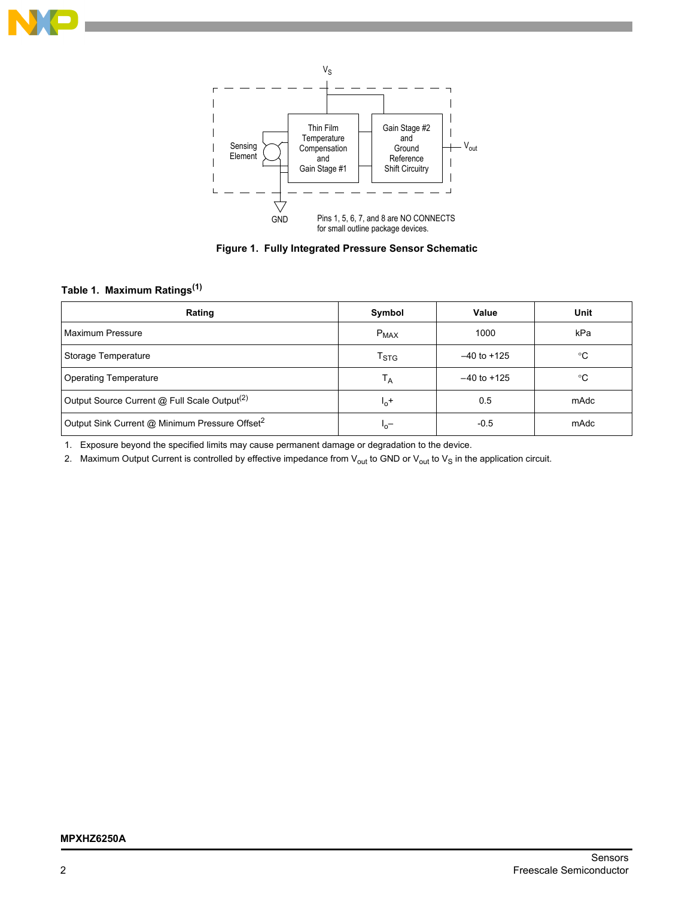Figure 1. Fully Integrated Pressure Sensor Schematic

Pins 1, 5, 6, 7, and 8 are NO CONNECTS for small outline package devices.

**Table 1. Maximum Ratings[(1)]**

| Rating | Symbol | Value | Unit |
|---|---|---|---|
| Maximum Pressure | $P_{MAX}$ | 1000 | kPa |
| Storage Temperature | $T_{STG}$ | –40 to +125 | °C |
| Operating Temperature | $T_A$ | –40 to +125 | °C |
| Output Source Current @ Full Scale Output[(2)] | $I_o+$ | 0.5 | mAdc |
| Output Sink Current @ Minimum Pressure Offset[2] | $I_o-$ | -0.5 | mAdc |

1. Exposure beyond the specified limits may cause permanent damage or degradation to the device.
2. Maximum Output Current is controlled by effective impedance from $V_{out}$ to GND or $V_{out}$ to $V_S$ in the application circuit.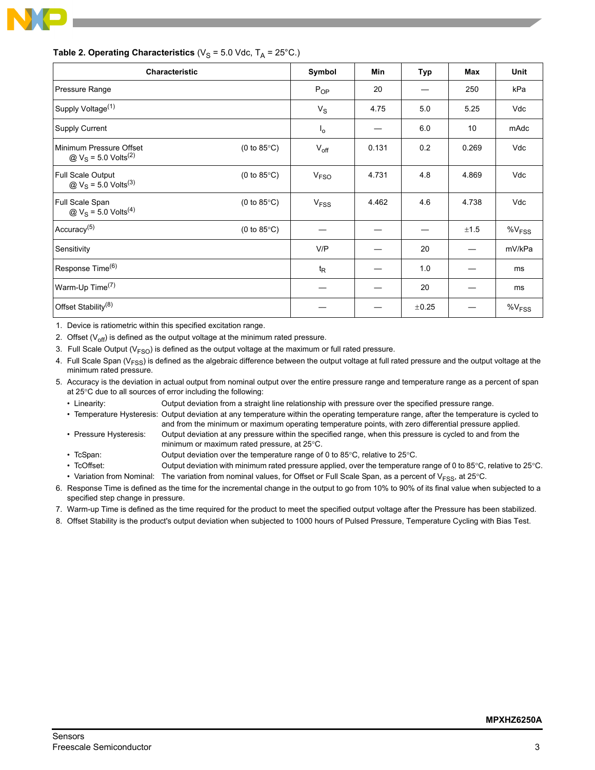**Table 2. Operating Characteristics** ($V_S$ = 5.0 Vdc, $T_A$ = 25°C.)

| Characteristic | | Symbol | Min | Typ | Max | Unit |
|---|---|---|---|---|---|---|
| Pressure Range | | $P_{OP}$ | 20 | — | 250 | kPa |
| Supply Voltage[1] | | $V_S$ | 4.75 | 5.0 | 5.25 | Vdc |
| Supply Current | | $I_o$ | — | 6.0 | 10 | mAdc |
| Minimum Pressure Offset @ $V_S$ = 5.0 Volts[2] | (0 to 85°C) | $V_{off}$ | 0.131 | 0.2 | 0.269 | Vdc |
| Full Scale Output @ $V_S$ = 5.0 Volts[3] | (0 to 85°C) | $V_{FSO}$ | 4.731 | 4.8 | 4.869 | Vdc |
| Full Scale Span @ $V_S$ = 5.0 Volts[4] | (0 to 85°C) | $V_{FSS}$ | 4.462 | 4.6 | 4.738 | Vdc |
| Accuracy[5] | (0 to 85°C) | — | — | — | ±1.5 | $\%V_{FSS}$ |
| Sensitivity | | V/P | — | 20 | — | mV/kPa |
| Response Time[6] | | $t_R$ | — | 1.0 | — | ms |
| Warm-Up Time[7] | | — | — | 20 | — | ms |
| Offset Stability[8] | | — | — | ±0.25 | — | $\%V_{FSS}$ |

1. Device is ratiometric within this specified excitation range.
2. Offset ($V_{off}$) is defined as the output voltage at the minimum rated pressure.
3. Full Scale Output ($V_{FSO}$) is defined as the output voltage at the maximum or full rated pressure.
4. Full Scale Span ($V_{FSS}$) is defined as the algebraic difference between the output voltage at full rated pressure and the output voltage at the minimum rated pressure.
5. Accuracy is the deviation in actual output from nominal output over the entire pressure range and temperature range as a percent of span at 25°C due to all sources of error including the following:
   - Linearity: Output deviation from a straight line relationship with pressure over the specified pressure range.
   - Temperature Hysteresis: Output deviation at any temperature within the operating temperature range, after the temperature is cycled to and from the minimum or maximum operating temperature points, with zero differential pressure applied.
   - Pressure Hysteresis: Output deviation at any pressure within the specified range, when this pressure is cycled to and from the minimum or maximum rated pressure, at 25°C.
   - TcSpan: Output deviation over the temperature range of 0 to 85°C, relative to 25°C.
   - TcOffset: Output deviation with minimum rated pressure applied, over the temperature range of 0 to 85°C, relative to 25°C.
   - Variation from Nominal: The variation from nominal values, for Offset or Full Scale Span, as a percent of $V_{FSS}$, at 25°C.
6. Response Time is defined as the time for the incremental change in the output to go from 10% to 90% of its final value when subjected to a specified step change in pressure.
7. Warm-up Time is defined as the time required for the product to meet the specified output voltage after the Pressure has been stabilized.
8. Offset Stability is the product's output deviation when subjected to 1000 hours of Pulsed Pressure, Temperature Cycling with Bias Test.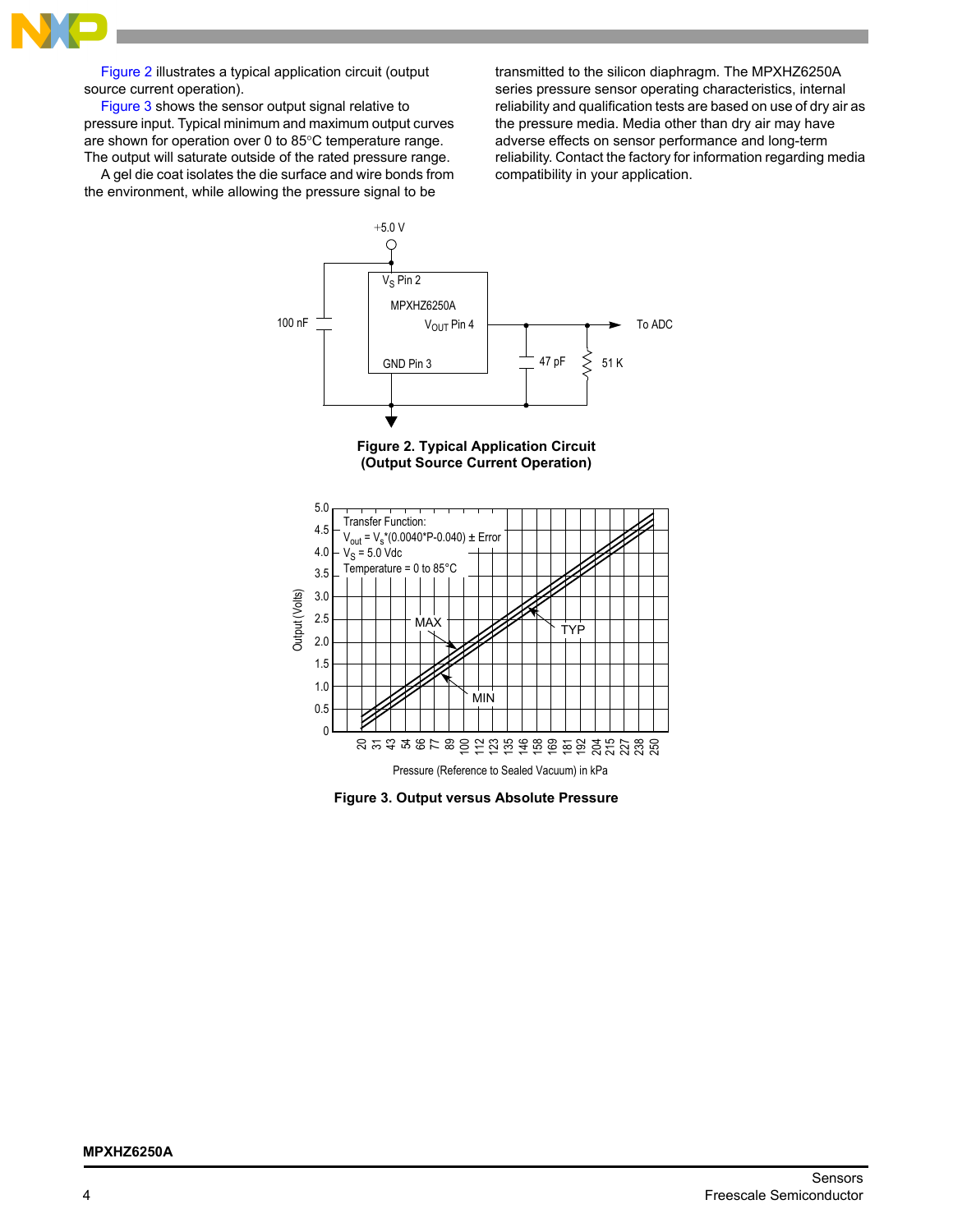Figure 2 illustrates a typical application circuit (output source current operation).

Figure 3 shows the sensor output signal relative to pressure input. Typical minimum and maximum output curves are shown for operation over 0 to 85°C temperature range. The output will saturate outside of the rated pressure range.

A gel die coat isolates the die surface and wire bonds from the environment, while allowing the pressure signal to be transmitted to the silicon diaphragm. The MPXHZ6250A series pressure sensor operating characteristics, internal reliability and qualification tests are based on use of dry air as the pressure media. Media other than dry air may have adverse effects on sensor performance and long-term reliability. Contact the factory for information regarding media compatibility in your application.

**Figure 2. Typical Application Circuit (Output Source Current Operation)**

**Figure 3. Output versus Absolute Pressure**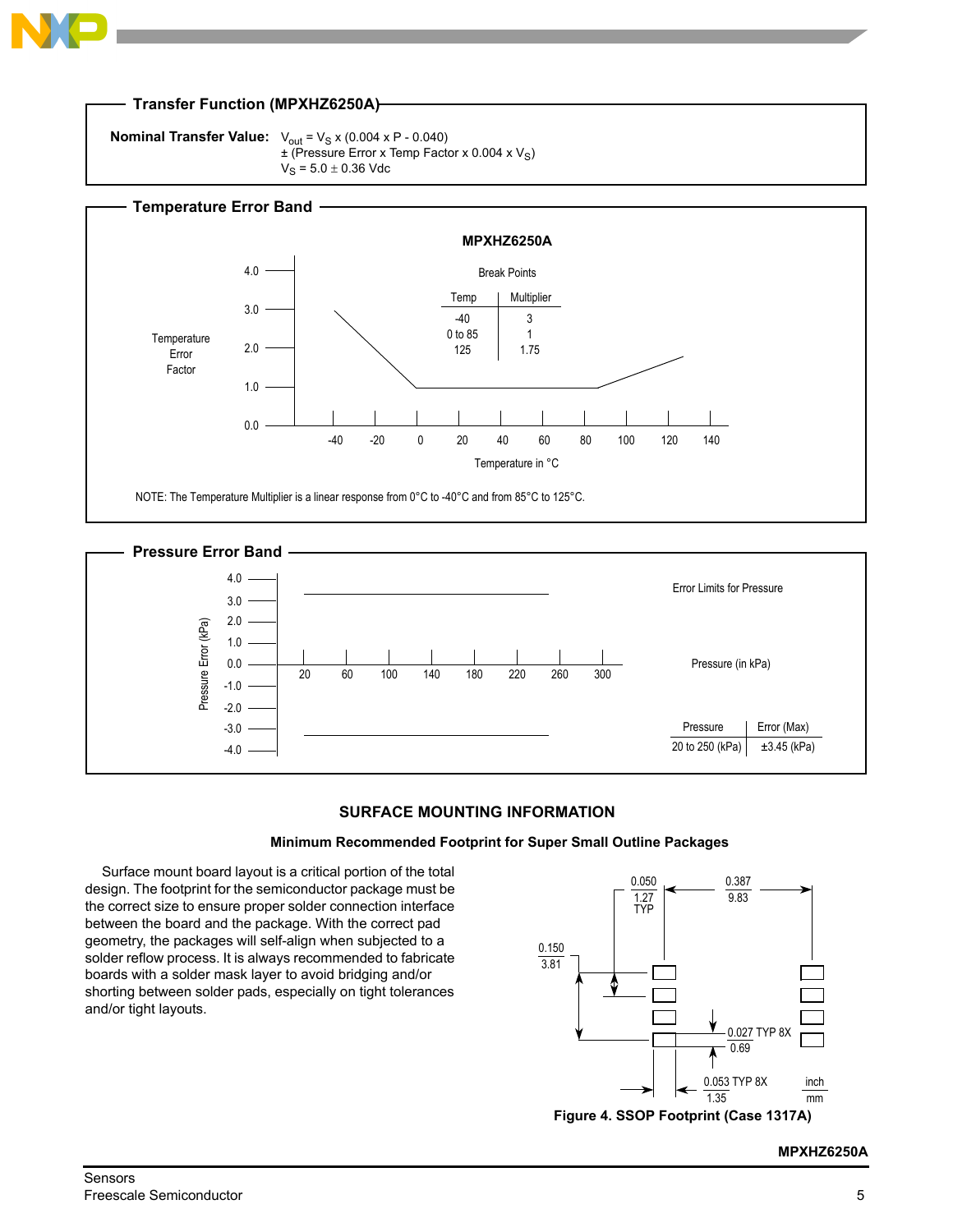## Transfer Function (MPXHZ6250A)

**Nominal Transfer Value:** $V_{out} = V_S \times (0.004 \times P - 0.040)$
$\pm$ (Pressure Error x Temp Factor x $0.004 \times V_S$)
$V_S = 5.0 \pm 0.36$ Vdc

## Temperature Error Band

**MPXHZ6250A**

Break Points

| Temp | Multiplier |
|---|---|
| -40 | 3 |
| 0 to 85 | 1 |
| 125 | 1.75 |

Temperature Error Factor (0.0 to 4.0) vs. Temperature in °C (-40 to 140)

NOTE: The Temperature Multiplier is a linear response from 0°C to -40°C and from 85°C to 125°C.

## Pressure Error Band

Error Limits for Pressure

Pressure Error (kPa) (-4.0 to 4.0) vs. Pressure (in kPa) (20 to 300)

| Pressure | Error (Max) |
|---|---|
| 20 to 250 (kPa) | ±3.45 (kPa) |

## SURFACE MOUNTING INFORMATION

### Minimum Recommended Footprint for Super Small Outline Packages

Surface mount board layout is a critical portion of the total design. The footprint for the semiconductor package must be the correct size to ensure proper solder connection interface between the board and the package. With the correct pad geometry, the packages will self-align when subjected to a solder reflow process. It is always recommended to fabricate boards with a solder mask layer to avoid bridging and/or shorting between solder pads, especially on tight tolerances and/or tight layouts.

Dimensions (inch / mm): 0.050 / 1.27 TYP; 0.387 / 9.83; 0.150 / 3.81; 0.027 TYP 8X / 0.69; 0.053 TYP 8X / 1.35

Figure 4. SSOP Footprint (Case 1317A)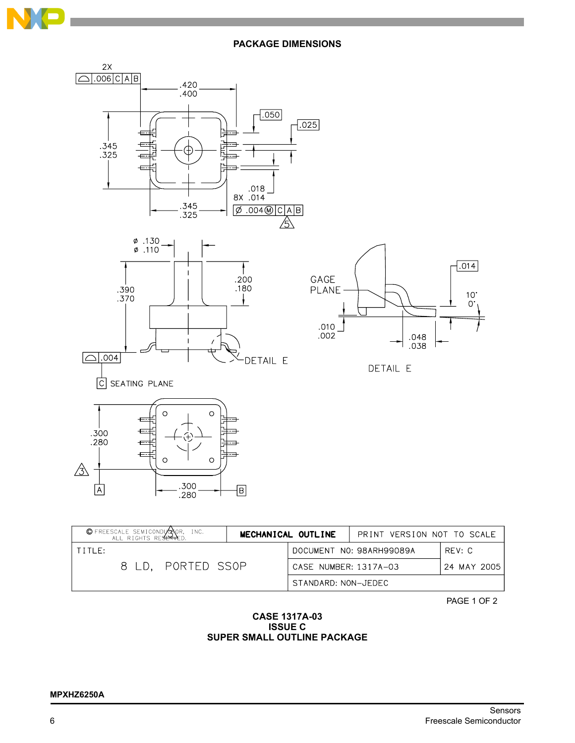## PACKAGE DIMENSIONS

| © FREESCALE SEMICONDUCTOR, INC. ALL RIGHTS RESERVED. | MECHANICAL OUTLINE | PRINT VERSION NOT TO SCALE |
|---|---|---|
| TITLE: 8 LD, PORTED SSOP | DOCUMENT NO: 98ARH99089A | REV: C |
| | CASE NUMBER: 1317A–03 | 24 MAY 2005 |
| | STANDARD: NON-JEDEC | |

PAGE 1 OF 2

**CASE 1317A-03**
**ISSUE C**
**SUPER SMALL OUTLINE PACKAGE**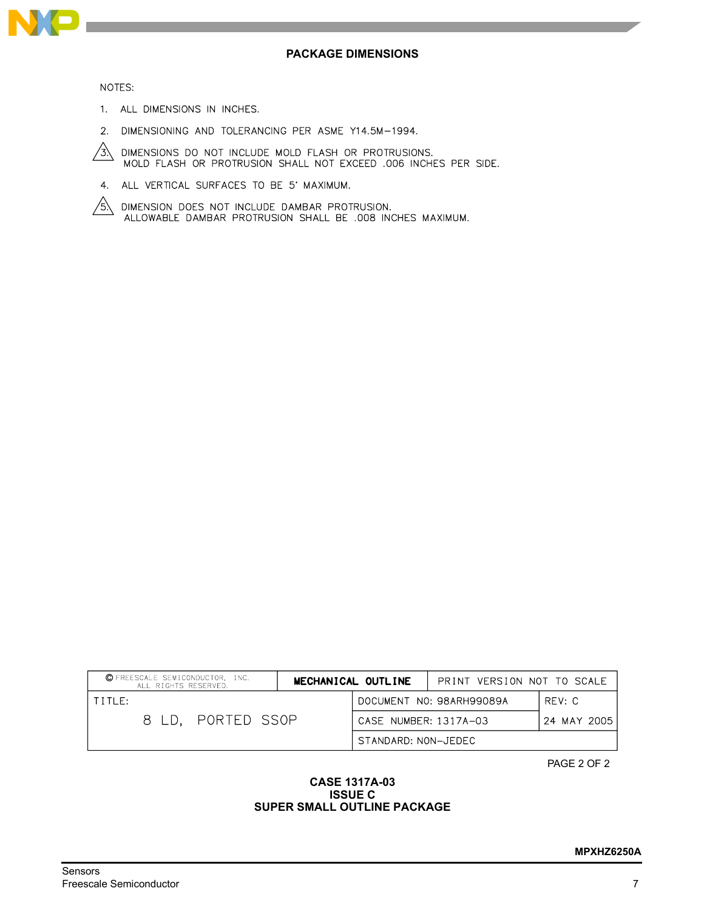## PACKAGE DIMENSIONS

NOTES:

1. ALL DIMENSIONS IN INCHES.
2. DIMENSIONING AND TOLERANCING PER ASME Y14.5M−1994.
3. DIMENSIONS DO NOT INCLUDE MOLD FLASH OR PROTRUSIONS. MOLD FLASH OR PROTRUSION SHALL NOT EXCEED .006 INCHES PER SIDE.
4. ALL VERTICAL SURFACES TO BE 5° MAXIMUM.
5. DIMENSION DOES NOT INCLUDE DAMBAR PROTRUSION. ALLOWABLE DAMBAR PROTRUSION SHALL BE .008 INCHES MAXIMUM.

| © FREESCALE SEMICONDUCTOR, INC. ALL RIGHTS RESERVED. | MECHANICAL OUTLINE | PRINT VERSION NOT TO SCALE | |
|---|---|---|---|
| TITLE: 8 LD, PORTED SSOP | | DOCUMENT NO: 98ARH99089A | REV: C |
| | | CASE NUMBER: 1317A−03 | 24 MAY 2005 |
| | | STANDARD: NON−JEDEC | |

PAGE 2 OF 2

**CASE 1317A-03**
**ISSUE C**
**SUPER SMALL OUTLINE PACKAGE**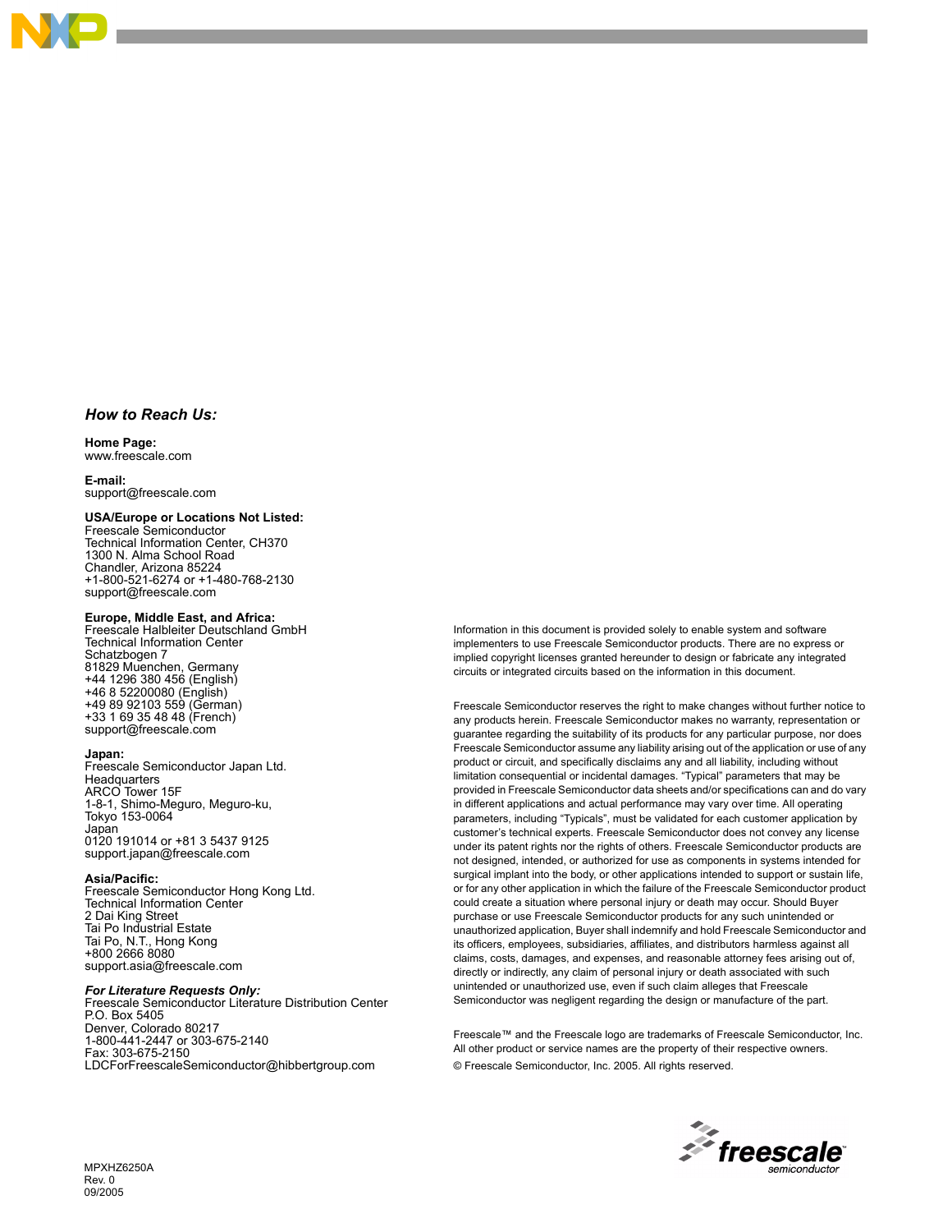### *How to Reach Us:*

**Home Page:**
www.freescale.com

**E-mail:**
support@freescale.com

**USA/Europe or Locations Not Listed:**
Freescale Semiconductor
Technical Information Center, CH370
1300 N. Alma School Road
Chandler, Arizona 85224
+1-800-521-6274 or +1-480-768-2130
support@freescale.com

**Europe, Middle East, and Africa:**
Freescale Halbleiter Deutschland GmbH
Technical Information Center
Schatzbogen 7
81829 Muenchen, Germany
+44 1296 380 456 (English)
+46 8 52200080 (English)
+49 89 92103 559 (German)
+33 1 69 35 48 48 (French)
support@freescale.com

**Japan:**
Freescale Semiconductor Japan Ltd.
Headquarters
ARCO Tower 15F
1-8-1, Shimo-Meguro, Meguro-ku,
Tokyo 153-0064
Japan
0120 191014 or +81 3 5437 9125
support.japan@freescale.com

**Asia/Pacific:**
Freescale Semiconductor Hong Kong Ltd.
Technical Information Center
2 Dai King Street
Tai Po Industrial Estate
Tai Po, N.T., Hong Kong
+800 2666 8080
support.asia@freescale.com

***For Literature Requests Only:***
Freescale Semiconductor Literature Distribution Center
P.O. Box 5405
Denver, Colorado 80217
1-800-441-2447 or 303-675-2140
Fax: 303-675-2150
LDCForFreescaleSemiconductor@hibbertgroup.com

Information in this document is provided solely to enable system and software implementers to use Freescale Semiconductor products. There are no express or implied copyright licenses granted hereunder to design or fabricate any integrated circuits or integrated circuits based on the information in this document.

Freescale Semiconductor reserves the right to make changes without further notice to any products herein. Freescale Semiconductor makes no warranty, representation or guarantee regarding the suitability of its products for any particular purpose, nor does Freescale Semiconductor assume any liability arising out of the application or use of any product or circuit, and specifically disclaims any and all liability, including without limitation consequential or incidental damages. "Typical" parameters that may be provided in Freescale Semiconductor data sheets and/or specifications can and do vary in different applications and actual performance may vary over time. All operating parameters, including "Typicals", must be validated for each customer application by customer's technical experts. Freescale Semiconductor does not convey any license under its patent rights nor the rights of others. Freescale Semiconductor products are not designed, intended, or authorized for use as components in systems intended for surgical implant into the body, or other applications intended to support or sustain life, or for any other application in which the failure of the Freescale Semiconductor product could create a situation where personal injury or death may occur. Should Buyer purchase or use Freescale Semiconductor products for any such unintended or unauthorized application, Buyer shall indemnify and hold Freescale Semiconductor and its officers, employees, subsidiaries, affiliates, and distributors harmless against all claims, costs, damages, and expenses, and reasonable attorney fees arising out of, directly or indirectly, any claim of personal injury or death associated with such unintended or unauthorized use, even if such claim alleges that Freescale Semiconductor was negligent regarding the design or manufacture of the part.

Freescale™ and the Freescale logo are trademarks of Freescale Semiconductor, Inc. All other product or service names are the property of their respective owners.
© Freescale Semiconductor, Inc. 2005. All rights reserved.

MPXHZ6250A
Rev. 0
09/2005